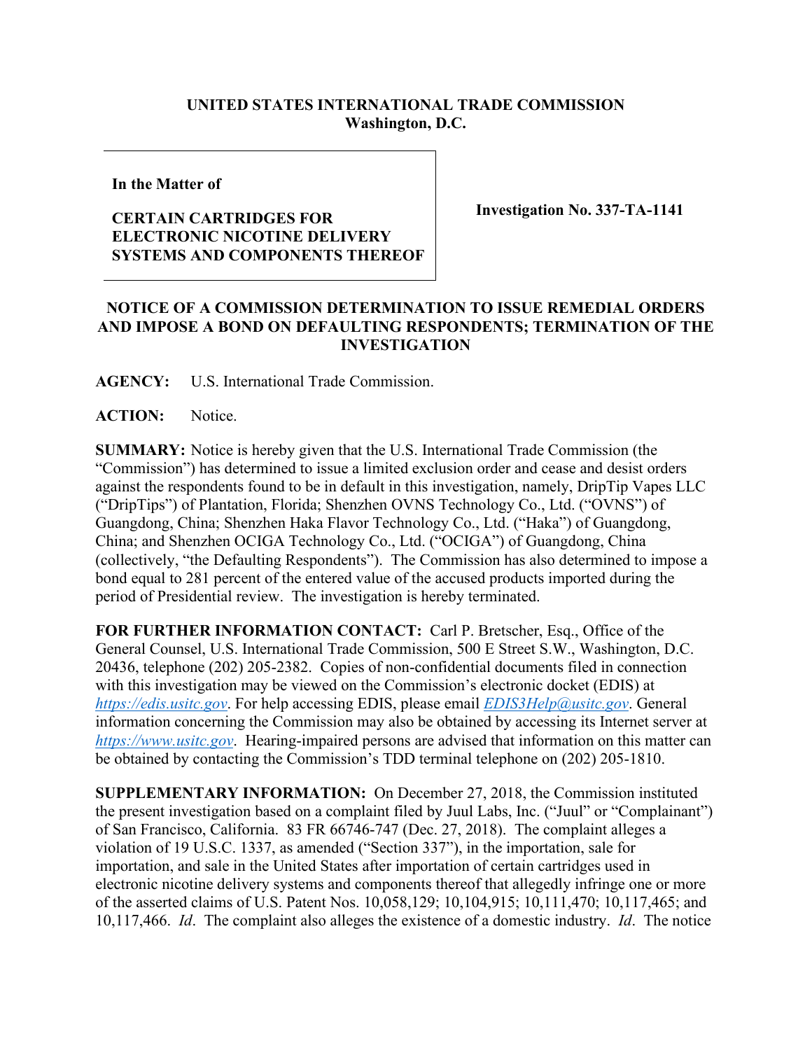**UNITED STATES INTERNATIONAL TRADE COMMISSION**
**Washington, D.C.**

| | |
|---|---|
| **In the Matter of**<br><br>**CERTAIN CARTRIDGES FOR ELECTRONIC NICOTINE DELIVERY SYSTEMS AND COMPONENTS THEREOF** | **Investigation No. 337-TA-1141** |

## NOTICE OF A COMMISSION DETERMINATION TO ISSUE REMEDIAL ORDERS AND IMPOSE A BOND ON DEFAULTING RESPONDENTS; TERMINATION OF THE INVESTIGATION

**AGENCY:** U.S. International Trade Commission.

**ACTION:** Notice.

**SUMMARY:** Notice is hereby given that the U.S. International Trade Commission (the "Commission") has determined to issue a limited exclusion order and cease and desist orders against the respondents found to be in default in this investigation, namely, DripTip Vapes LLC ("DripTips") of Plantation, Florida; Shenzhen OVNS Technology Co., Ltd. ("OVNS") of Guangdong, China; Shenzhen Haka Flavor Technology Co., Ltd. ("Haka") of Guangdong, China; and Shenzhen OCIGA Technology Co., Ltd. ("OCIGA") of Guangdong, China (collectively, "the Defaulting Respondents"). The Commission has also determined to impose a bond equal to 281 percent of the entered value of the accused products imported during the period of Presidential review. The investigation is hereby terminated.

**FOR FURTHER INFORMATION CONTACT:** Carl P. Bretscher, Esq., Office of the General Counsel, U.S. International Trade Commission, 500 E Street S.W., Washington, D.C. 20436, telephone (202) 205-2382. Copies of non-confidential documents filed in connection with this investigation may be viewed on the Commission's electronic docket (EDIS) at *https://edis.usitc.gov*. For help accessing EDIS, please email *EDIS3Help@usitc.gov*. General information concerning the Commission may also be obtained by accessing its Internet server at *https://www.usitc.gov*. Hearing-impaired persons are advised that information on this matter can be obtained by contacting the Commission's TDD terminal telephone on (202) 205-1810.

**SUPPLEMENTARY INFORMATION:** On December 27, 2018, the Commission instituted the present investigation based on a complaint filed by Juul Labs, Inc. ("Juul" or "Complainant") of San Francisco, California. 83 FR 66746-747 (Dec. 27, 2018). The complaint alleges a violation of 19 U.S.C. 1337, as amended ("Section 337"), in the importation, sale for importation, and sale in the United States after importation of certain cartridges used in electronic nicotine delivery systems and components thereof that allegedly infringe one or more of the asserted claims of U.S. Patent Nos. 10,058,129; 10,104,915; 10,111,470; 10,117,465; and 10,117,466. *Id*. The complaint also alleges the existence of a domestic industry. *Id*. The notice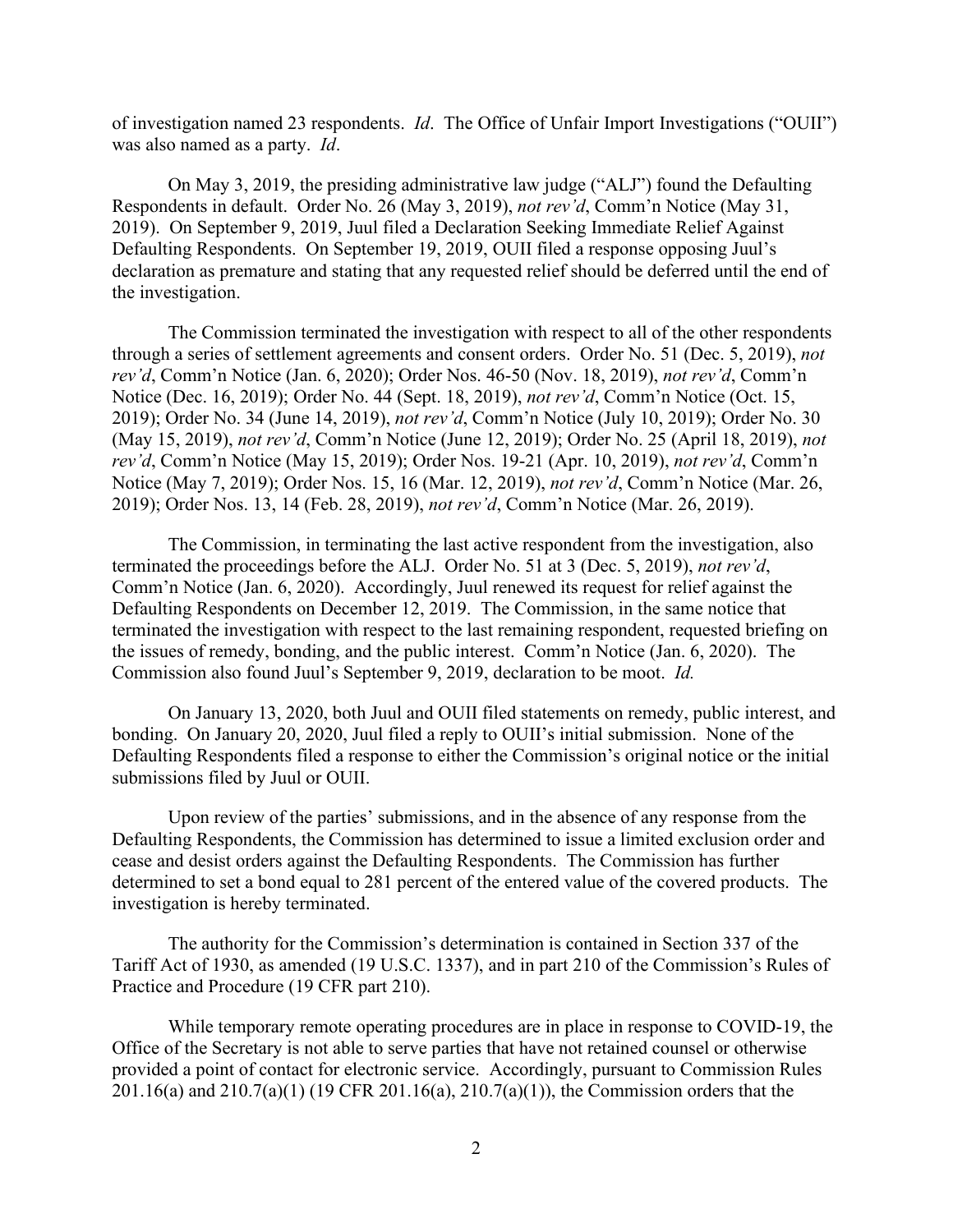of investigation named 23 respondents. *Id*. The Office of Unfair Import Investigations ("OUII") was also named as a party. *Id*.

On May 3, 2019, the presiding administrative law judge ("ALJ") found the Defaulting Respondents in default. Order No. 26 (May 3, 2019), *not rev'd*, Comm'n Notice (May 31, 2019). On September 9, 2019, Juul filed a Declaration Seeking Immediate Relief Against Defaulting Respondents. On September 19, 2019, OUII filed a response opposing Juul's declaration as premature and stating that any requested relief should be deferred until the end of the investigation.

The Commission terminated the investigation with respect to all of the other respondents through a series of settlement agreements and consent orders. Order No. 51 (Dec. 5, 2019), *not rev'd*, Comm'n Notice (Jan. 6, 2020); Order Nos. 46-50 (Nov. 18, 2019), *not rev'd*, Comm'n Notice (Dec. 16, 2019); Order No. 44 (Sept. 18, 2019), *not rev'd*, Comm'n Notice (Oct. 15, 2019); Order No. 34 (June 14, 2019), *not rev'd*, Comm'n Notice (July 10, 2019); Order No. 30 (May 15, 2019), *not rev'd*, Comm'n Notice (June 12, 2019); Order No. 25 (April 18, 2019), *not rev'd*, Comm'n Notice (May 15, 2019); Order Nos. 19-21 (Apr. 10, 2019), *not rev'd*, Comm'n Notice (May 7, 2019); Order Nos. 15, 16 (Mar. 12, 2019), *not rev'd*, Comm'n Notice (Mar. 26, 2019); Order Nos. 13, 14 (Feb. 28, 2019), *not rev'd*, Comm'n Notice (Mar. 26, 2019).

The Commission, in terminating the last active respondent from the investigation, also terminated the proceedings before the ALJ. Order No. 51 at 3 (Dec. 5, 2019), *not rev'd*, Comm'n Notice (Jan. 6, 2020). Accordingly, Juul renewed its request for relief against the Defaulting Respondents on December 12, 2019. The Commission, in the same notice that terminated the investigation with respect to the last remaining respondent, requested briefing on the issues of remedy, bonding, and the public interest. Comm'n Notice (Jan. 6, 2020). The Commission also found Juul's September 9, 2019, declaration to be moot. *Id.*

On January 13, 2020, both Juul and OUII filed statements on remedy, public interest, and bonding. On January 20, 2020, Juul filed a reply to OUII's initial submission. None of the Defaulting Respondents filed a response to either the Commission's original notice or the initial submissions filed by Juul or OUII.

Upon review of the parties' submissions, and in the absence of any response from the Defaulting Respondents, the Commission has determined to issue a limited exclusion order and cease and desist orders against the Defaulting Respondents. The Commission has further determined to set a bond equal to 281 percent of the entered value of the covered products. The investigation is hereby terminated.

The authority for the Commission's determination is contained in Section 337 of the Tariff Act of 1930, as amended (19 U.S.C. 1337), and in part 210 of the Commission's Rules of Practice and Procedure (19 CFR part 210).

While temporary remote operating procedures are in place in response to COVID-19, the Office of the Secretary is not able to serve parties that have not retained counsel or otherwise provided a point of contact for electronic service. Accordingly, pursuant to Commission Rules 201.16(a) and 210.7(a)(1) (19 CFR 201.16(a), 210.7(a)(1)), the Commission orders that the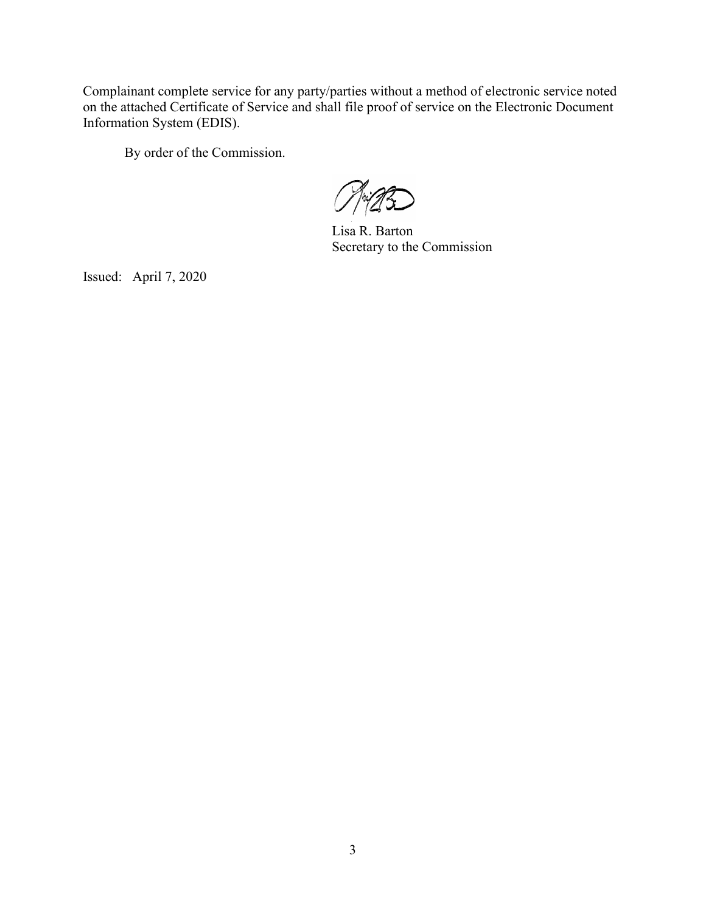Complainant complete service for any party/parties without a method of electronic service noted on the attached Certificate of Service and shall file proof of service on the Electronic Document Information System (EDIS).

By order of the Commission.

Lisa R. Barton
Secretary to the Commission

Issued: April 7, 2020